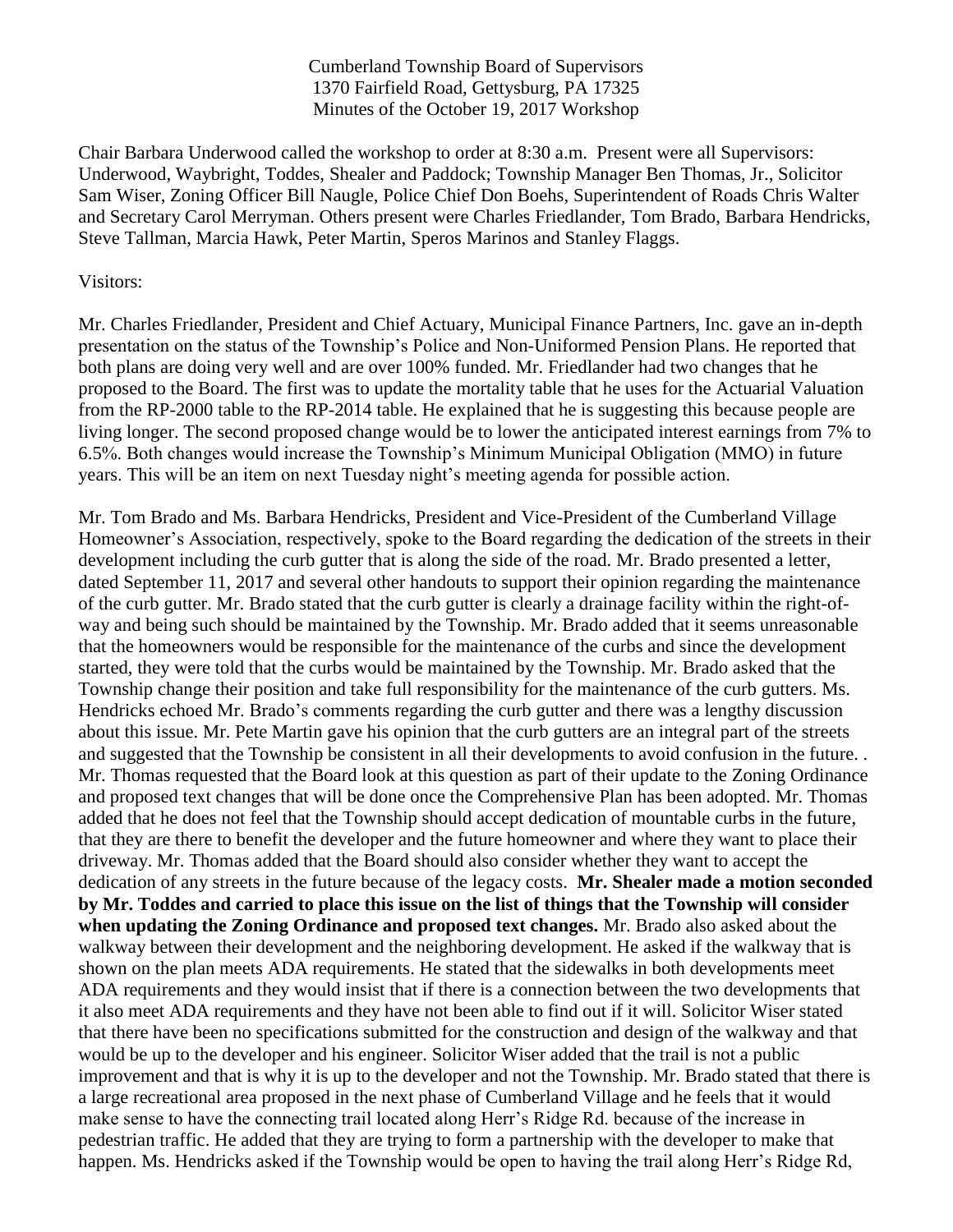Cumberland Township Board of Supervisors
1370 Fairfield Road, Gettysburg, PA 17325
Minutes of the October 19, 2017 Workshop

Chair Barbara Underwood called the workshop to order at 8:30 a.m. Present were all Supervisors: Underwood, Waybright, Toddes, Shealer and Paddock; Township Manager Ben Thomas, Jr., Solicitor Sam Wiser, Zoning Officer Bill Naugle, Police Chief Don Boehs, Superintendent of Roads Chris Walter and Secretary Carol Merryman. Others present were Charles Friedlander, Tom Brado, Barbara Hendricks, Steve Tallman, Marcia Hawk, Peter Martin, Speros Marinos and Stanley Flaggs.

Visitors:

Mr. Charles Friedlander, President and Chief Actuary, Municipal Finance Partners, Inc. gave an in-depth presentation on the status of the Township's Police and Non-Uniformed Pension Plans. He reported that both plans are doing very well and are over 100% funded. Mr. Friedlander had two changes that he proposed to the Board. The first was to update the mortality table that he uses for the Actuarial Valuation from the RP-2000 table to the RP-2014 table. He explained that he is suggesting this because people are living longer. The second proposed change would be to lower the anticipated interest earnings from 7% to 6.5%. Both changes would increase the Township's Minimum Municipal Obligation (MMO) in future years. This will be an item on next Tuesday night's meeting agenda for possible action.

Mr. Tom Brado and Ms. Barbara Hendricks, President and Vice-President of the Cumberland Village Homeowner's Association, respectively, spoke to the Board regarding the dedication of the streets in their development including the curb gutter that is along the side of the road. Mr. Brado presented a letter, dated September 11, 2017 and several other handouts to support their opinion regarding the maintenance of the curb gutter. Mr. Brado stated that the curb gutter is clearly a drainage facility within the right-of-way and being such should be maintained by the Township. Mr. Brado added that it seems unreasonable that the homeowners would be responsible for the maintenance of the curbs and since the development started, they were told that the curbs would be maintained by the Township. Mr. Brado asked that the Township change their position and take full responsibility for the maintenance of the curb gutters. Ms. Hendricks echoed Mr. Brado's comments regarding the curb gutter and there was a lengthy discussion about this issue. Mr. Pete Martin gave his opinion that the curb gutters are an integral part of the streets and suggested that the Township be consistent in all their developments to avoid confusion in the future. . Mr. Thomas requested that the Board look at this question as part of their update to the Zoning Ordinance and proposed text changes that will be done once the Comprehensive Plan has been adopted. Mr. Thomas added that he does not feel that the Township should accept dedication of mountable curbs in the future, that they are there to benefit the developer and the future homeowner and where they want to place their driveway. Mr. Thomas added that the Board should also consider whether they want to accept the dedication of any streets in the future because of the legacy costs. **Mr. Shealer made a motion seconded by Mr. Toddes and carried to place this issue on the list of things that the Township will consider when updating the Zoning Ordinance and proposed text changes.** Mr. Brado also asked about the walkway between their development and the neighboring development. He asked if the walkway that is shown on the plan meets ADA requirements. He stated that the sidewalks in both developments meet ADA requirements and they would insist that if there is a connection between the two developments that it also meet ADA requirements and they have not been able to find out if it will. Solicitor Wiser stated that there have been no specifications submitted for the construction and design of the walkway and that would be up to the developer and his engineer. Solicitor Wiser added that the trail is not a public improvement and that is why it is up to the developer and not the Township. Mr. Brado stated that there is a large recreational area proposed in the next phase of Cumberland Village and he feels that it would make sense to have the connecting trail located along Herr's Ridge Rd. because of the increase in pedestrian traffic. He added that they are trying to form a partnership with the developer to make that happen. Ms. Hendricks asked if the Township would be open to having the trail along Herr's Ridge Rd,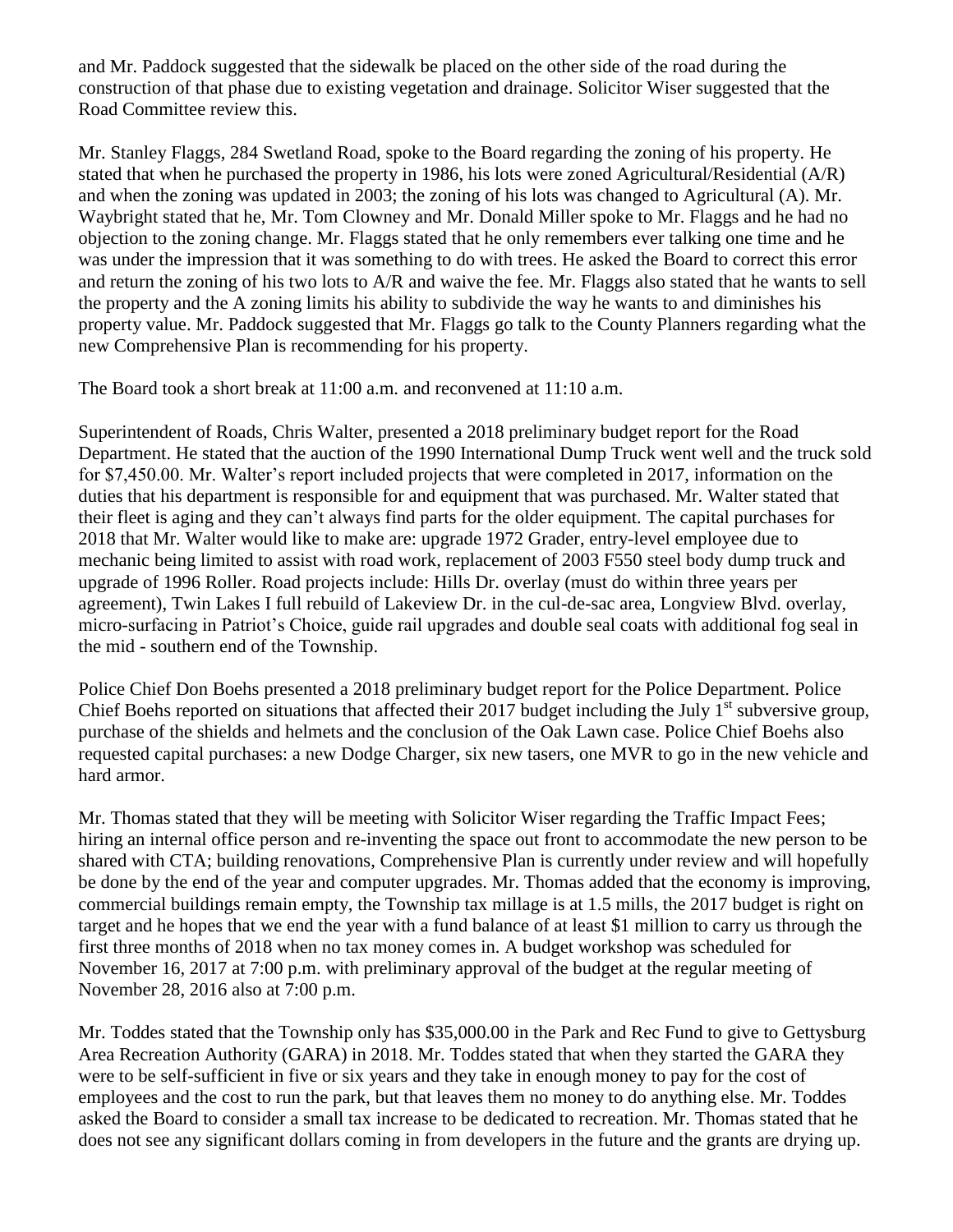and Mr. Paddock suggested that the sidewalk be placed on the other side of the road during the construction of that phase due to existing vegetation and drainage. Solicitor Wiser suggested that the Road Committee review this.

Mr. Stanley Flaggs, 284 Swetland Road, spoke to the Board regarding the zoning of his property. He stated that when he purchased the property in 1986, his lots were zoned Agricultural/Residential (A/R) and when the zoning was updated in 2003; the zoning of his lots was changed to Agricultural (A). Mr. Waybright stated that he, Mr. Tom Clowney and Mr. Donald Miller spoke to Mr. Flaggs and he had no objection to the zoning change. Mr. Flaggs stated that he only remembers ever talking one time and he was under the impression that it was something to do with trees. He asked the Board to correct this error and return the zoning of his two lots to A/R and waive the fee. Mr. Flaggs also stated that he wants to sell the property and the A zoning limits his ability to subdivide the way he wants to and diminishes his property value. Mr. Paddock suggested that Mr. Flaggs go talk to the County Planners regarding what the new Comprehensive Plan is recommending for his property.

The Board took a short break at 11:00 a.m. and reconvened at 11:10 a.m.

Superintendent of Roads, Chris Walter, presented a 2018 preliminary budget report for the Road Department. He stated that the auction of the 1990 International Dump Truck went well and the truck sold for $7,450.00. Mr. Walter's report included projects that were completed in 2017, information on the duties that his department is responsible for and equipment that was purchased. Mr. Walter stated that their fleet is aging and they can't always find parts for the older equipment. The capital purchases for 2018 that Mr. Walter would like to make are: upgrade 1972 Grader, entry-level employee due to mechanic being limited to assist with road work, replacement of 2003 F550 steel body dump truck and upgrade of 1996 Roller. Road projects include: Hills Dr. overlay (must do within three years per agreement), Twin Lakes I full rebuild of Lakeview Dr. in the cul-de-sac area, Longview Blvd. overlay, micro-surfacing in Patriot's Choice, guide rail upgrades and double seal coats with additional fog seal in the mid - southern end of the Township.

Police Chief Don Boehs presented a 2018 preliminary budget report for the Police Department. Police Chief Boehs reported on situations that affected their 2017 budget including the July 1st subversive group, purchase of the shields and helmets and the conclusion of the Oak Lawn case. Police Chief Boehs also requested capital purchases: a new Dodge Charger, six new tasers, one MVR to go in the new vehicle and hard armor.

Mr. Thomas stated that they will be meeting with Solicitor Wiser regarding the Traffic Impact Fees; hiring an internal office person and re-inventing the space out front to accommodate the new person to be shared with CTA; building renovations, Comprehensive Plan is currently under review and will hopefully be done by the end of the year and computer upgrades. Mr. Thomas added that the economy is improving, commercial buildings remain empty, the Township tax millage is at 1.5 mills, the 2017 budget is right on target and he hopes that we end the year with a fund balance of at least $1 million to carry us through the first three months of 2018 when no tax money comes in. A budget workshop was scheduled for November 16, 2017 at 7:00 p.m. with preliminary approval of the budget at the regular meeting of November 28, 2016 also at 7:00 p.m.

Mr. Toddes stated that the Township only has $35,000.00 in the Park and Rec Fund to give to Gettysburg Area Recreation Authority (GARA) in 2018. Mr. Toddes stated that when they started the GARA they were to be self-sufficient in five or six years and they take in enough money to pay for the cost of employees and the cost to run the park, but that leaves them no money to do anything else. Mr. Toddes asked the Board to consider a small tax increase to be dedicated to recreation. Mr. Thomas stated that he does not see any significant dollars coming in from developers in the future and the grants are drying up.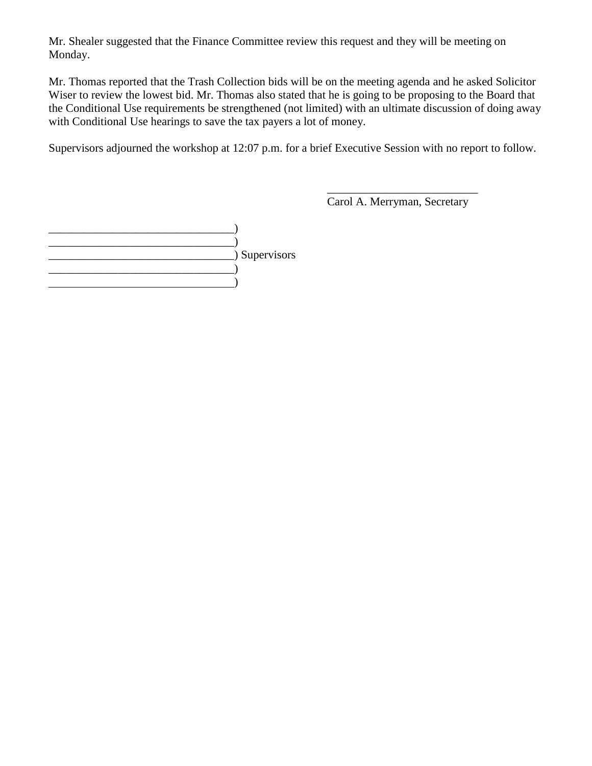Mr. Shealer suggested that the Finance Committee review this request and they will be meeting on Monday.

Mr. Thomas reported that the Trash Collection bids will be on the meeting agenda and he asked Solicitor Wiser to review the lowest bid. Mr. Thomas also stated that he is going to be proposing to the Board that the Conditional Use requirements be strengthened (not limited) with an ultimate discussion of doing away with Conditional Use hearings to save the tax payers a lot of money.

Supervisors adjourned the workshop at 12:07 p.m. for a brief Executive Session with no report to follow.

___________________________
Carol A. Merryman, Secretary

_________________________________)
_________________________________)
_________________________________) Supervisors
_________________________________)
_________________________________)